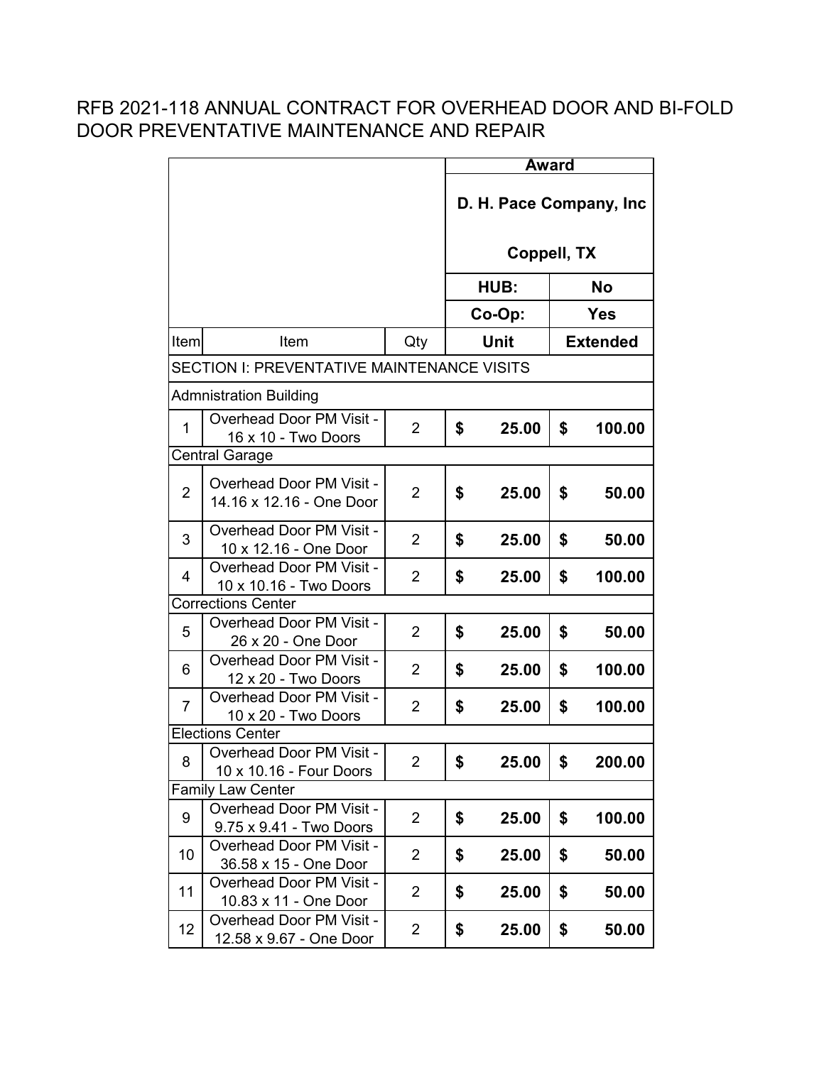# RFB 2021-118 ANNUAL CONTRACT FOR OVERHEAD DOOR AND BI-FOLD DOOR PREVENTATIVE MAINTENANCE AND REPAIR

| | | | Award | |
|---|---|---|---|---|
| | | | D. H. Pace Company, Inc<br><br>Coppell, TX | |
| | | | HUB: | No |
| | | | Co-Op: | Yes |
| Item | Item | Qty | Unit | Extended |
| SECTION I: PREVENTATIVE MAINTENANCE VISITS | | | | |
| Admnistration Building | | | | |
| 1 | Overhead Door PM Visit - 16 x 10 - Two Doors | 2 | $ 25.00 | $ 100.00 |
| Central Garage | | | | |
| 2 | Overhead Door PM Visit - 14.16 x 12.16 - One Door | 2 | $ 25.00 | $ 50.00 |
| 3 | Overhead Door PM Visit - 10 x 12.16 - One Door | 2 | $ 25.00 | $ 50.00 |
| 4 | Overhead Door PM Visit - 10 x 10.16 - Two Doors | 2 | $ 25.00 | $ 100.00 |
| Corrections Center | | | | |
| 5 | Overhead Door PM Visit - 26 x 20 - One Door | 2 | $ 25.00 | $ 50.00 |
| 6 | Overhead Door PM Visit - 12 x 20 - Two Doors | 2 | $ 25.00 | $ 100.00 |
| 7 | Overhead Door PM Visit - 10 x 20 - Two Doors | 2 | $ 25.00 | $ 100.00 |
| Elections Center | | | | |
| 8 | Overhead Door PM Visit - 10 x 10.16 - Four Doors | 2 | $ 25.00 | $ 200.00 |
| Family Law Center | | | | |
| 9 | Overhead Door PM Visit - 9.75 x 9.41 - Two Doors | 2 | $ 25.00 | $ 100.00 |
| 10 | Overhead Door PM Visit - 36.58 x 15 - One Door | 2 | $ 25.00 | $ 50.00 |
| 11 | Overhead Door PM Visit - 10.83 x 11 - One Door | 2 | $ 25.00 | $ 50.00 |
| 12 | Overhead Door PM Visit - 12.58 x 9.67 - One Door | 2 | $ 25.00 | $ 50.00 |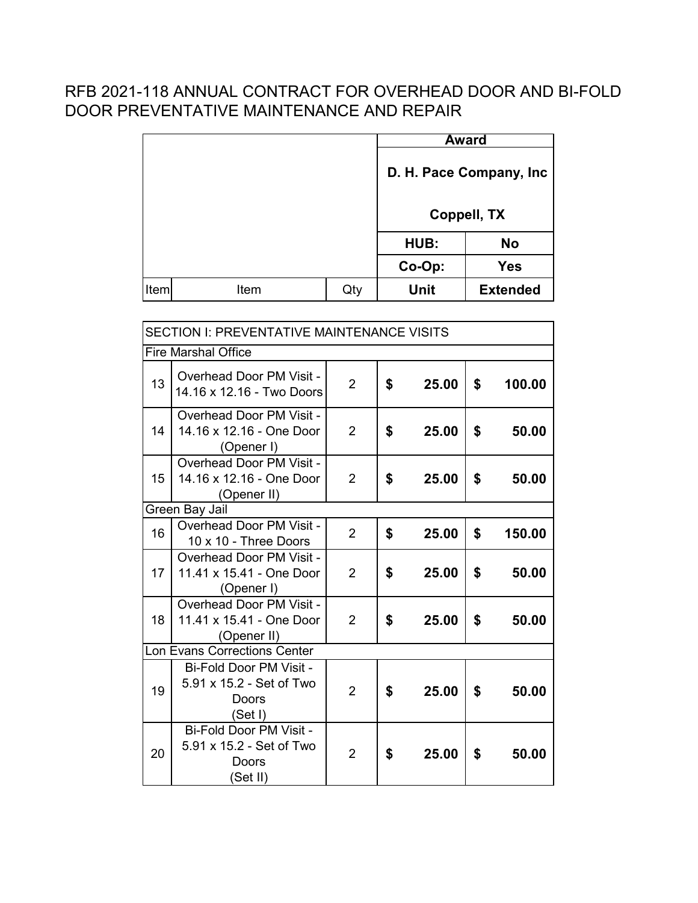# RFB 2021-118 ANNUAL CONTRACT FOR OVERHEAD DOOR AND BI-FOLD DOOR PREVENTATIVE MAINTENANCE AND REPAIR

| | | | Award | |
|---|---|---|---|---|
| | | | D. H. Pace Company, Inc<br><br>Coppell, TX | |
| | | | HUB: | No |
| | | | Co-Op: | Yes |
| Item | Item | Qty | Unit | Extended |
| **SECTION I: PREVENTATIVE MAINTENANCE VISITS** | | | | |
| Fire Marshal Office | | | | |
| 13 | Overhead Door PM Visit - 14.16 x 12.16 - Two Doors | 2 | $ 25.00 | $ 100.00 |
| 14 | Overhead Door PM Visit - 14.16 x 12.16 - One Door (Opener I) | 2 | $ 25.00 | $ 50.00 |
| 15 | Overhead Door PM Visit - 14.16 x 12.16 - One Door (Opener II) | 2 | $ 25.00 | $ 50.00 |
| Green Bay Jail | | | | |
| 16 | Overhead Door PM Visit - 10 x 10 - Three Doors | 2 | $ 25.00 | $ 150.00 |
| 17 | Overhead Door PM Visit - 11.41 x 15.41 - One Door (Opener I) | 2 | $ 25.00 | $ 50.00 |
| 18 | Overhead Door PM Visit - 11.41 x 15.41 - One Door (Opener II) | 2 | $ 25.00 | $ 50.00 |
| Lon Evans Corrections Center | | | | |
| 19 | Bi-Fold Door PM Visit - 5.91 x 15.2 - Set of Two Doors (Set I) | 2 | $ 25.00 | $ 50.00 |
| 20 | Bi-Fold Door PM Visit - 5.91 x 15.2 - Set of Two Doors (Set II) | 2 | $ 25.00 | $ 50.00 |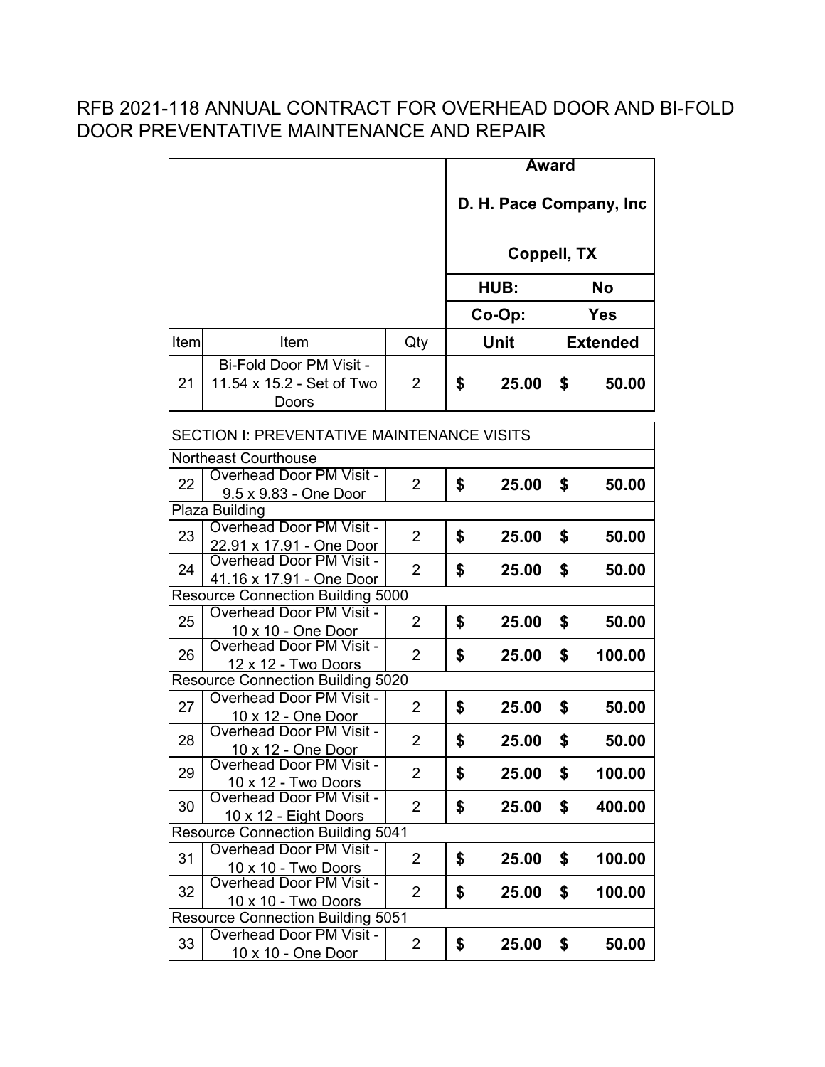# RFB 2021-118 ANNUAL CONTRACT FOR OVERHEAD DOOR AND BI-FOLD DOOR PREVENTATIVE MAINTENANCE AND REPAIR

| | | | Award | |
|---|---|---|---|---|
| | | | D. H. Pace Company, Inc<br><br>Coppell, TX | |
| | | | HUB: | No |
| | | | Co-Op: | Yes |
| Item | Item | Qty | Unit | Extended |
| 21 | Bi-Fold Door PM Visit - 11.54 x 15.2 - Set of Two Doors | 2 | $ 25.00 | $ 50.00 |
| SECTION I: PREVENTATIVE MAINTENANCE VISITS | | | | |
| Northeast Courthouse | | | | |
| 22 | Overhead Door PM Visit - 9.5 x 9.83 - One Door | 2 | $ 25.00 | $ 50.00 |
| Plaza Building | | | | |
| 23 | Overhead Door PM Visit - 22.91 x 17.91 - One Door | 2 | $ 25.00 | $ 50.00 |
| 24 | Overhead Door PM Visit - 41.16 x 17.91 - One Door | 2 | $ 25.00 | $ 50.00 |
| Resource Connection Building 5000 | | | | |
| 25 | Overhead Door PM Visit - 10 x 10 - One Door | 2 | $ 25.00 | $ 50.00 |
| 26 | Overhead Door PM Visit - 12 x 12 - Two Doors | 2 | $ 25.00 | $ 100.00 |
| Resource Connection Building 5020 | | | | |
| 27 | Overhead Door PM Visit - 10 x 12 - One Door | 2 | $ 25.00 | $ 50.00 |
| 28 | Overhead Door PM Visit - 10 x 12 - One Door | 2 | $ 25.00 | $ 50.00 |
| 29 | Overhead Door PM Visit - 10 x 12 - Two Doors | 2 | $ 25.00 | $ 100.00 |
| 30 | Overhead Door PM Visit - 10 x 12 - Eight Doors | 2 | $ 25.00 | $ 400.00 |
| Resource Connection Building 5041 | | | | |
| 31 | Overhead Door PM Visit - 10 x 10 - Two Doors | 2 | $ 25.00 | $ 100.00 |
| 32 | Overhead Door PM Visit - 10 x 10 - Two Doors | 2 | $ 25.00 | $ 100.00 |
| Resource Connection Building 5051 | | | | |
| 33 | Overhead Door PM Visit - 10 x 10 - One Door | 2 | $ 25.00 | $ 50.00 |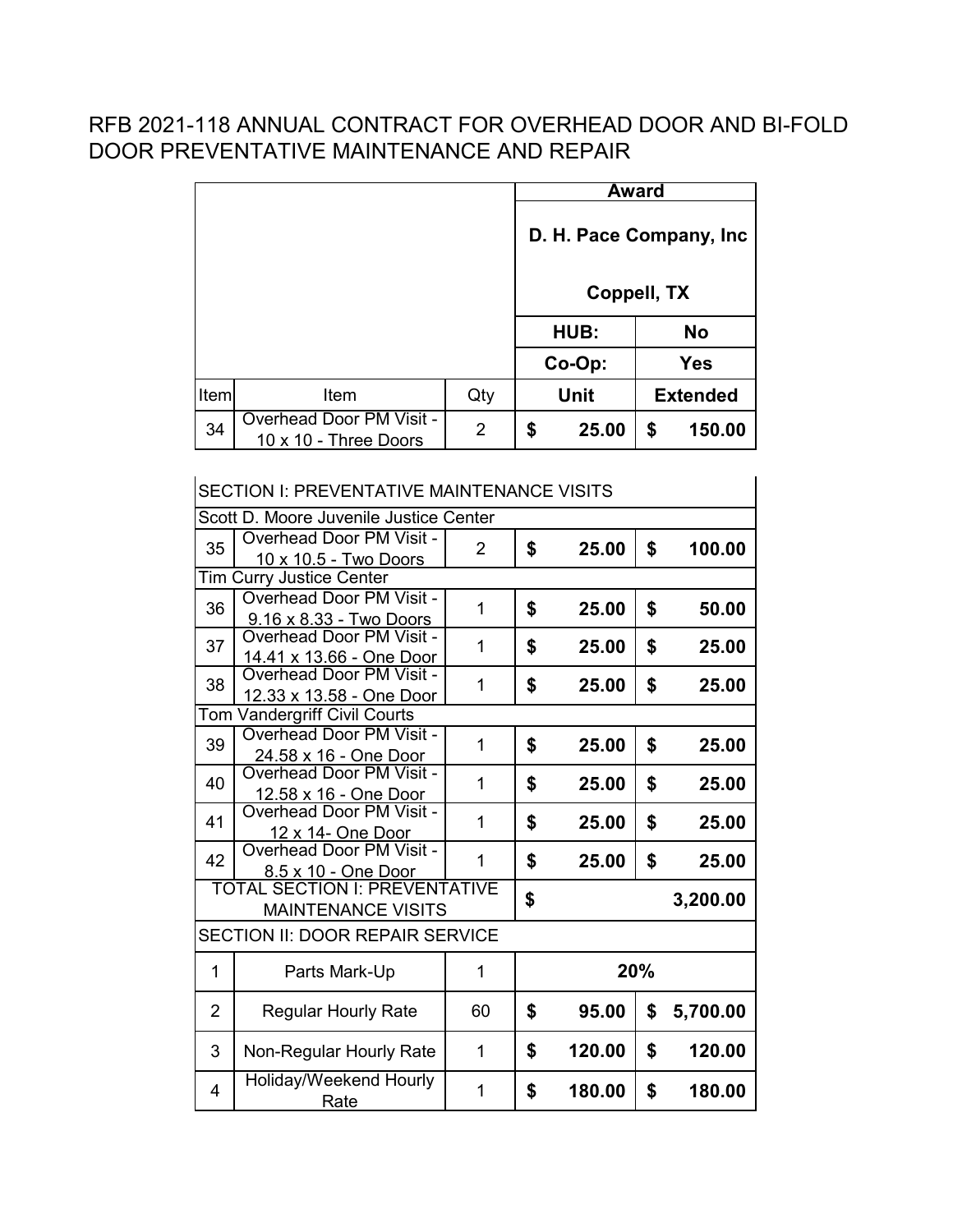# RFB 2021-118 ANNUAL CONTRACT FOR OVERHEAD DOOR AND BI-FOLD DOOR PREVENTATIVE MAINTENANCE AND REPAIR

| | | | **Award** | |
|---|---|---|---|---|
| | | | **D. H. Pace Company, Inc**<br>**Coppell, TX** | |
| | | | **HUB:** | **No** |
| | | | **Co-Op:** | **Yes** |
| Item | Item | Qty | **Unit** | **Extended** |
| 34 | Overhead Door PM Visit - 10 x 10 - Three Doors | 2 | **$ 25.00** | **$ 150.00** |

| | | | | |
|---|---|---|---|---|
| SECTION I: PREVENTATIVE MAINTENANCE VISITS | | | | |
| Scott D. Moore Juvenile Justice Center | | | | |
| 35 | Overhead Door PM Visit - 10 x 10.5 - Two Doors | 2 | **$ 25.00** | **$ 100.00** |
| Tim Curry Justice Center | | | | |
| 36 | Overhead Door PM Visit - 9.16 x 8.33 - Two Doors | 1 | **$ 25.00** | **$ 50.00** |
| 37 | Overhead Door PM Visit - 14.41 x 13.66 - One Door | 1 | **$ 25.00** | **$ 25.00** |
| 38 | Overhead Door PM Visit - 12.33 x 13.58 - One Door | 1 | **$ 25.00** | **$ 25.00** |
| Tom Vandergriff Civil Courts | | | | |
| 39 | Overhead Door PM Visit - 24.58 x 16 - One Door | 1 | **$ 25.00** | **$ 25.00** |
| 40 | Overhead Door PM Visit - 12.58 x 16 - One Door | 1 | **$ 25.00** | **$ 25.00** |
| 41 | Overhead Door PM Visit - 12 x 14- One Door | 1 | **$ 25.00** | **$ 25.00** |
| 42 | Overhead Door PM Visit - 8.5 x 10 - One Door | 1 | **$ 25.00** | **$ 25.00** |
| TOTAL SECTION I: PREVENTATIVE MAINTENANCE VISITS | | | **$ 3,200.00** | |
| SECTION II: DOOR REPAIR SERVICE | | | | |
| 1 | Parts Mark-Up | 1 | **20%** | |
| 2 | Regular Hourly Rate | 60 | **$ 95.00** | **$ 5,700.00** |
| 3 | Non-Regular Hourly Rate | 1 | **$ 120.00** | **$ 120.00** |
| 4 | Holiday/Weekend Hourly Rate | 1 | **$ 180.00** | **$ 180.00** |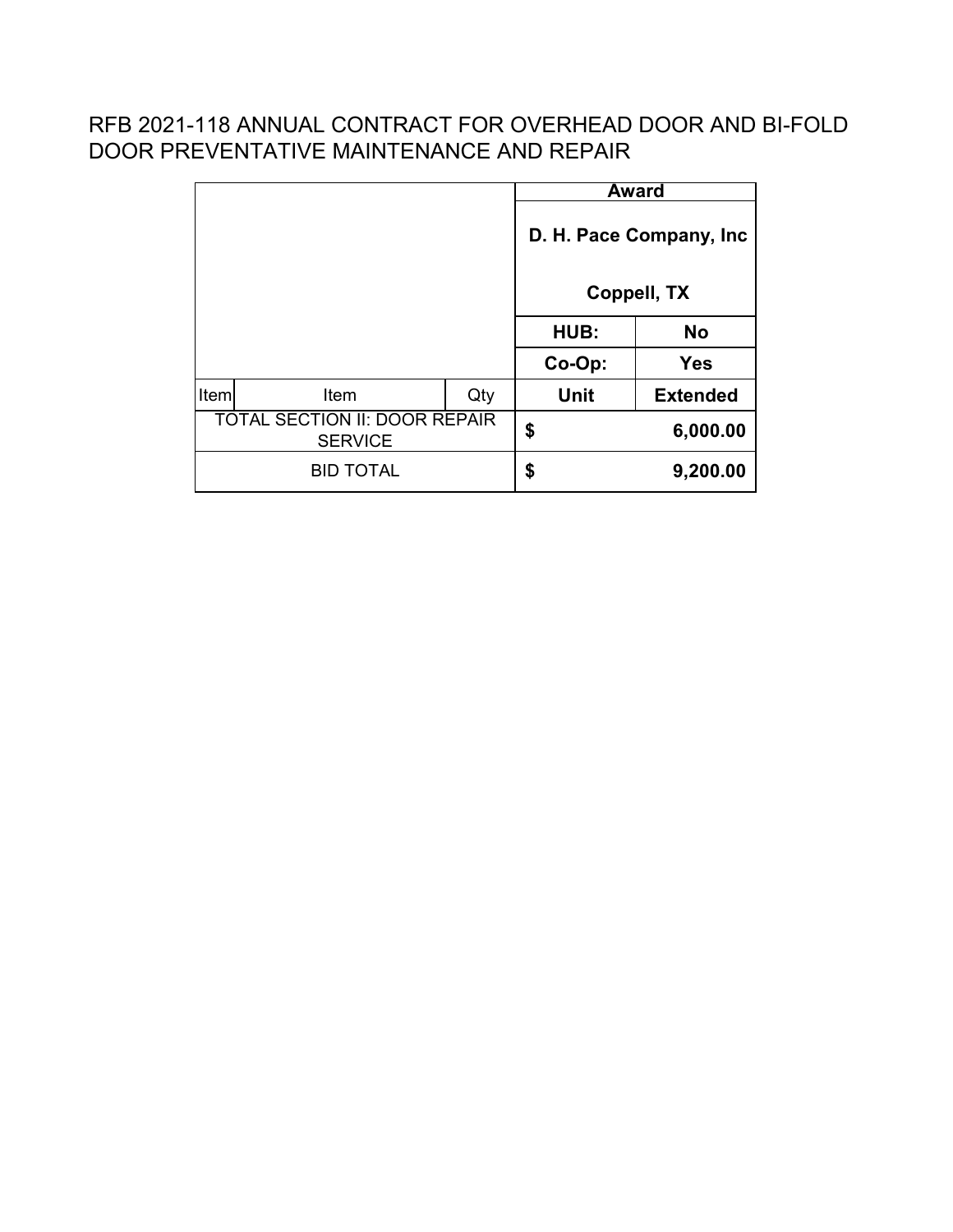RFB 2021-118 ANNUAL CONTRACT FOR OVERHEAD DOOR AND BI-FOLD DOOR PREVENTATIVE MAINTENANCE AND REPAIR

| | | | **Award** | |
|---|---|---|---|---|
| | | | **D. H. Pace Company, Inc**<br><br>**Coppell, TX** | |
| | | | **HUB:** | **No** |
| | | | **Co-Op:** | **Yes** |
| Item | Item | Qty | **Unit** | **Extended** |
| TOTAL SECTION II: DOOR REPAIR SERVICE | | | **$** | **6,000.00** |
| BID TOTAL | | | **$** | **9,200.00** |